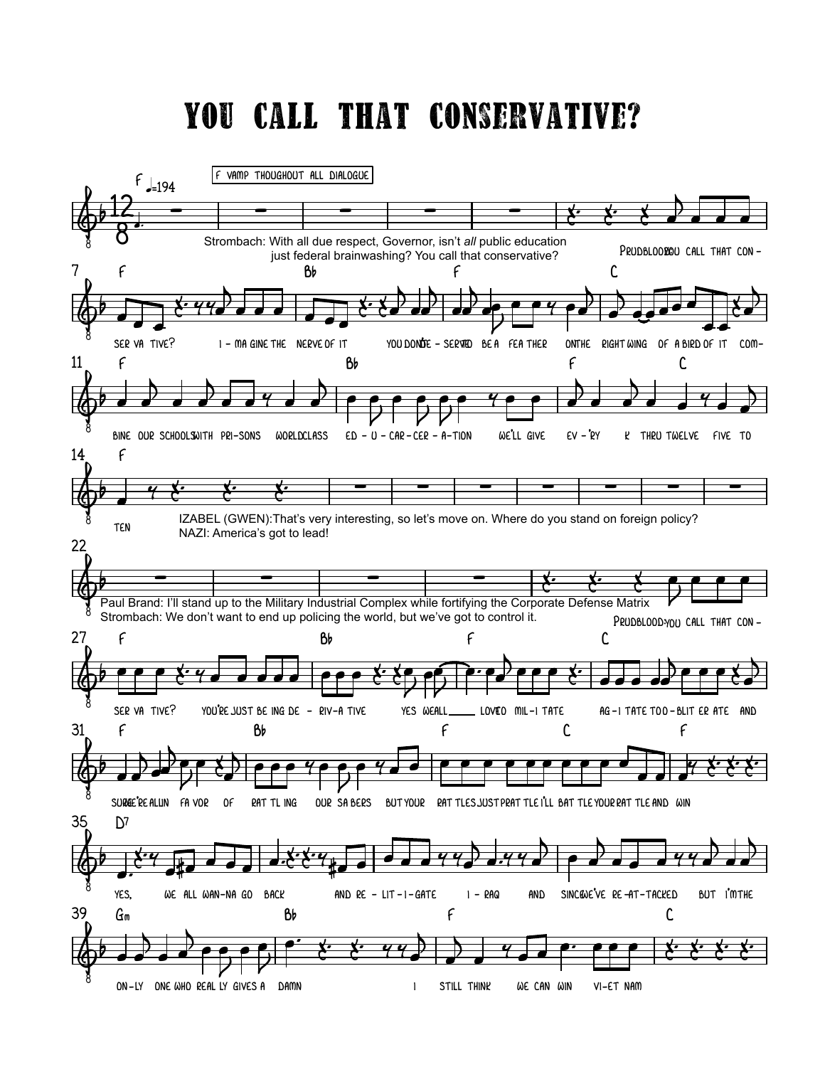# YOU CALL THAT CONSERVATIVE?

F ♩.=194

F VAMP THOUGHOUT ALL DIALOGUE

Strombach: With all due respect, Governor, isn't *all* public education just federal brainwashing? You call that conservative?

PRUDBLOOD: YOU CALL THAT CON-SER-VA-TIVE? I-MA-GINE THE NERVE OF IT YOU DON'T DE-SERVE TO BE A FEA-THER ON THE RIGHT WING OF A BIRD OF IT COM-BINE OUR SCHOOLS WITH PRI-SONS WORLD CLASS ED-U-CAR-CER-A-TION WE'LL GIVE EV-'RY K THRU TWELVE FIVE TO TEN

IZABEL (GWEN): That's very interesting, so let's move on. Where do you stand on foreign policy?
NAZI: America's got to lead!

Paul Brand: I'll stand up to the Military Industrial Complex while fortifying the Corporate Defense Matrix
Strombach: We don't want to end up policing the world, but we've got to control it.

PRUDBLOOD: YOU CALL THAT CON-SER-VA-TIVE? YOU'RE JUST BE-ING DE-RIV-A-TIVE YES WE ALL LOVE TO MIL-I-TATE AG-I-TATE TOO-BLIT-ER-ATE AND SURE WE'RE ALL IN FA-VOR OF RAT-TL-ING OUR SA-BERS BUT YOUR RAT-TLES JUST PRAT-TLE I'LL BAT-TLE YOUR RAT-TLE AND WIN

YES, WE ALL WAN-NA GO BACK AND RE-LIT-I-GATE I-RAQ AND SINCE WE'VE RE-AT-TACKED BUT I'M THE ON-LY ONE WHO REAL-LY GIVES A DAMN I STILL THINK WE CAN WIN VI-ET-NAM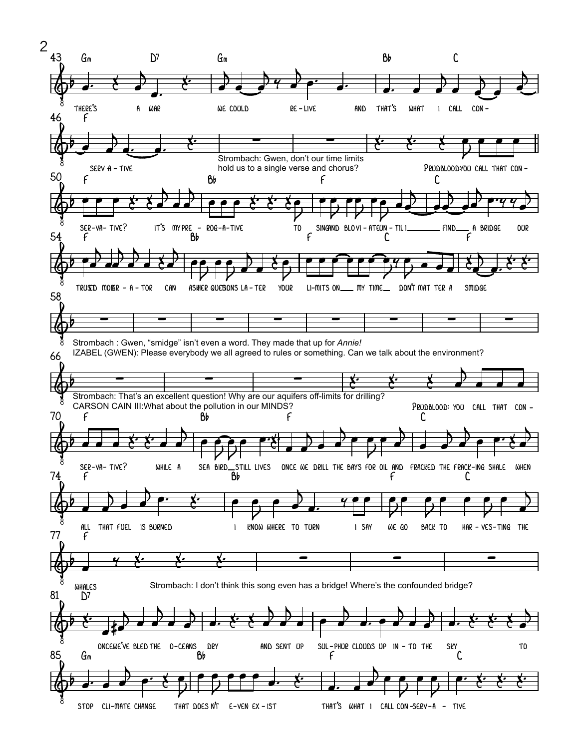43 Gm D7 Gm Bb C

there's a war we could re - live and that's what I call con -

46 F

serv a - tive

Strombach: Gwen, don't our time limits hold us to a single verse and chorus?

Prudblood: you call that con -

50 F Bb F C

ser - va - tive? it's my pre - rog - a - tive to sing and blo - vi - ate un - til I find a bridge our

54 F Bb F C F

trusted mod - er - a - tor can ask her questions la - ter your li - mits on my time don't mat ter a smidge

58

Strombach : Gwen, "smidge" isn't even a word. They made that up for *Annie!*

IZABEL (GWEN): Please everybody we all agreed to rules or something. Can we talk about the environment?

66

Strombach: That's an excellent question! Why are our aquifers off-limits for drilling?

CARSON CAIN III: What about the pollution in our MINDS?

Prudblood: you call that con -

70 F Bb F C

ser - va - tive? while a sea bird still lives once we drill the bays for oil and fracked the frack - ing shale when

74 F Bb F C

all that fuel is burned I know where to turn I say we go back to har - ves - ting the

77 F

whales

Strombach: I don't think this song even has a bridge! Where's the confounded bridge?

81 D7

once we've bled the o - ceans dry and sent up sul - phur clouds up in - to the sky to

85 Gm Bb F C

stop cli - mate change that does n't e - ven ex - ist that's what I call con - serv - a - tive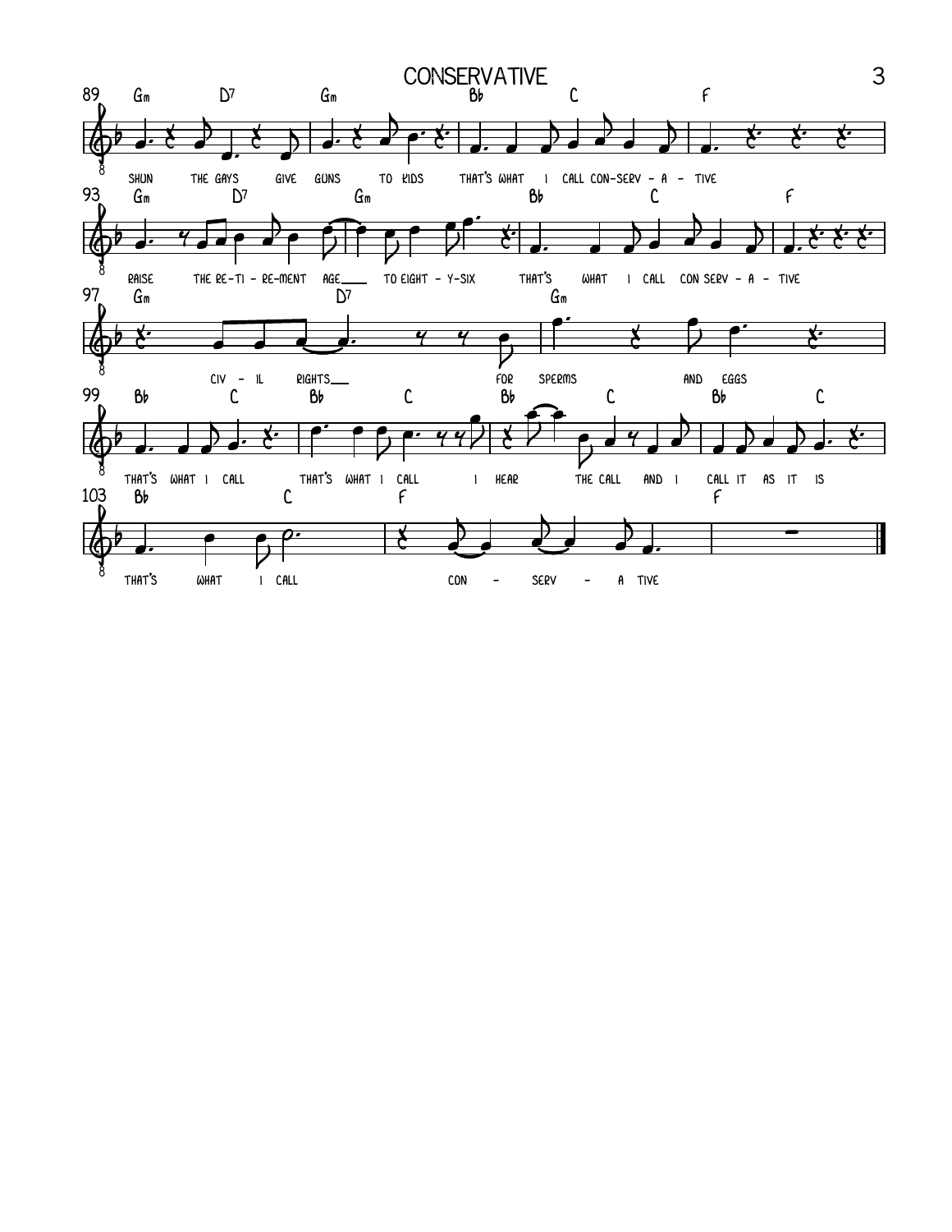89 Gm D7 Gm Bb C F

SHUN THE GAYS GIVE GUNS TO KIDS THAT'S WHAT I CALL CON-SERV - A - TIVE

93 Gm D7 Gm Bb C F

RAISE THE RE-TI - RE-MENT AGE___ TO EIGHT - Y-SIX THAT'S WHAT I CALL CON SERV - A - TIVE

97 Gm D7 Gm

CIV - IL RIGHTS___ FOR SPERMS AND EGGS

99 Bb C Bb C Bb C Bb C

THAT'S WHAT I CALL THAT'S WHAT I CALL I HEAR THE CALL AND I CALL IT AS IT IS

103 Bb C F F

THAT'S WHAT I CALL CON - SERV - A TIVE